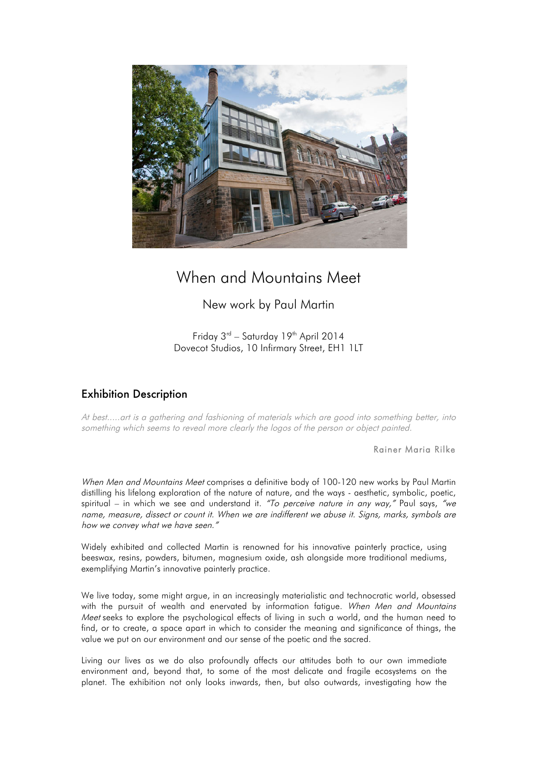# When and Mountains Meet

## New work by Paul Martin

Friday 3rd – Saturday 19th April 2014
Dovecot Studios, 10 Infirmary Street, EH1 1LT

## Exhibition Description

*At best.....art is a gathering and fashioning of materials which are good into something better, into something which seems to reveal more clearly the logos of the person or object painted.*

Rainer Maria Rilke

*When Men and Mountains Meet* comprises a definitive body of 100-120 new works by Paul Martin distilling his lifelong exploration of the nature of nature, and the ways - aesthetic, symbolic, poetic, spiritual – in which we see and understand it. *"To perceive nature in any way,"* Paul says, *"we name, measure, dissect or count it. When we are indifferent we abuse it. Signs, marks, symbols are how we convey what we have seen."*

Widely exhibited and collected Martin is renowned for his innovative painterly practice, using beeswax, resins, powders, bitumen, magnesium oxide, ash alongside more traditional mediums, exemplifying Martin's innovative painterly practice.

We live today, some might argue, in an increasingly materialistic and technocratic world, obsessed with the pursuit of wealth and enervated by information fatigue. *When Men and Mountains Meet* seeks to explore the psychological effects of living in such a world, and the human need to find, or to create, a space apart in which to consider the meaning and significance of things, the value we put on our environment and our sense of the poetic and the sacred.

Living our lives as we do also profoundly affects our attitudes both to our own immediate environment and, beyond that, to some of the most delicate and fragile ecosystems on the planet. The exhibition not only looks inwards, then, but also outwards, investigating how the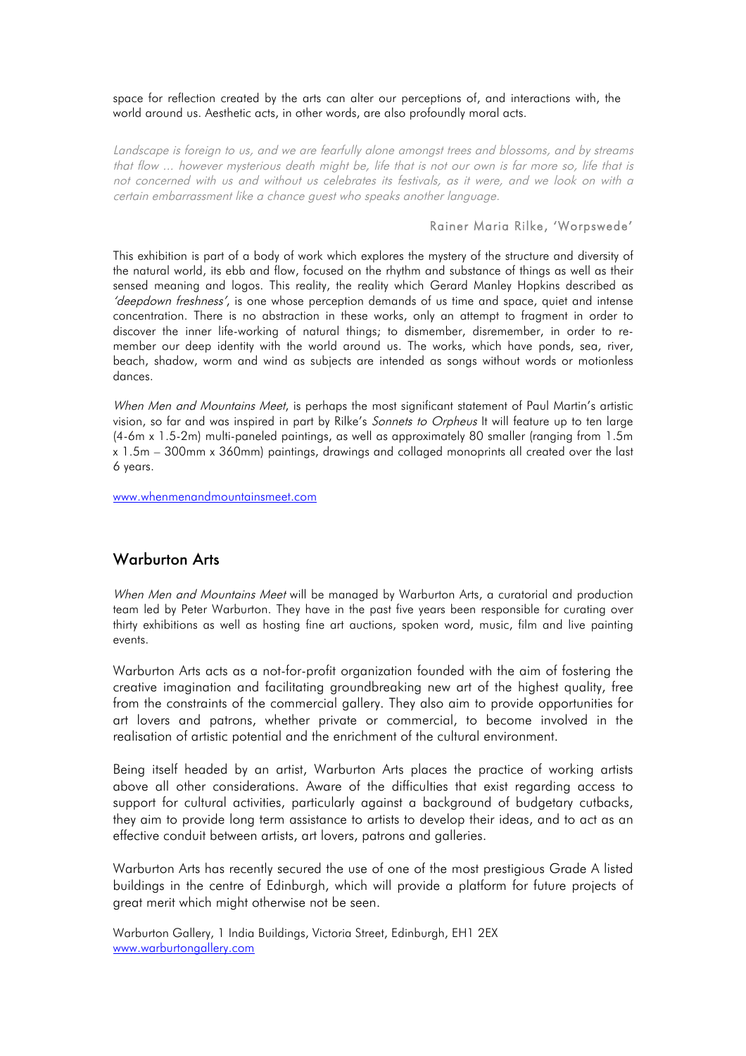space for reflection created by the arts can alter our perceptions of, and interactions with, the world around us. Aesthetic acts, in other words, are also profoundly moral acts.

*Landscape is foreign to us, and we are fearfully alone amongst trees and blossoms, and by streams that flow ... however mysterious death might be, life that is not our own is far more so, life that is not concerned with us and without us celebrates its festivals, as it were, and we look on with a certain embarrassment like a chance guest who speaks another language.*

Rainer Maria Rilke, 'Worpswede'

This exhibition is part of a body of work which explores the mystery of the structure and diversity of the natural world, its ebb and flow, focused on the rhythm and substance of things as well as their sensed meaning and logos. This reality, the reality which Gerard Manley Hopkins described as *'deepdown freshness'*, is one whose perception demands of us time and space, quiet and intense concentration. There is no abstraction in these works, only an attempt to fragment in order to discover the inner life-working of natural things; to dismember, disremember, in order to re-member our deep identity with the world around us. The works, which have ponds, sea, river, beach, shadow, worm and wind as subjects are intended as songs without words or motionless dances.

*When Men and Mountains Meet*, is perhaps the most significant statement of Paul Martin's artistic vision, so far and was inspired in part by Rilke's *Sonnets to Orpheus* It will feature up to ten large (4-6m x 1.5-2m) multi-paneled paintings, as well as approximately 80 smaller (ranging from 1.5m x 1.5m – 300mm x 360mm) paintings, drawings and collaged monoprints all created over the last 6 years.

www.whenmenandmountainsmeet.com

## Warburton Arts

*When Men and Mountains Meet* will be managed by Warburton Arts, a curatorial and production team led by Peter Warburton. They have in the past five years been responsible for curating over thirty exhibitions as well as hosting fine art auctions, spoken word, music, film and live painting events.

Warburton Arts acts as a not-for-profit organization founded with the aim of fostering the creative imagination and facilitating groundbreaking new art of the highest quality, free from the constraints of the commercial gallery. They also aim to provide opportunities for art lovers and patrons, whether private or commercial, to become involved in the realisation of artistic potential and the enrichment of the cultural environment.

Being itself headed by an artist, Warburton Arts places the practice of working artists above all other considerations. Aware of the difficulties that exist regarding access to support for cultural activities, particularly against a background of budgetary cutbacks, they aim to provide long term assistance to artists to develop their ideas, and to act as an effective conduit between artists, art lovers, patrons and galleries.

Warburton Arts has recently secured the use of one of the most prestigious Grade A listed buildings in the centre of Edinburgh, which will provide a platform for future projects of great merit which might otherwise not be seen.

Warburton Gallery, 1 India Buildings, Victoria Street, Edinburgh, EH1 2EX
www.warburtongallery.com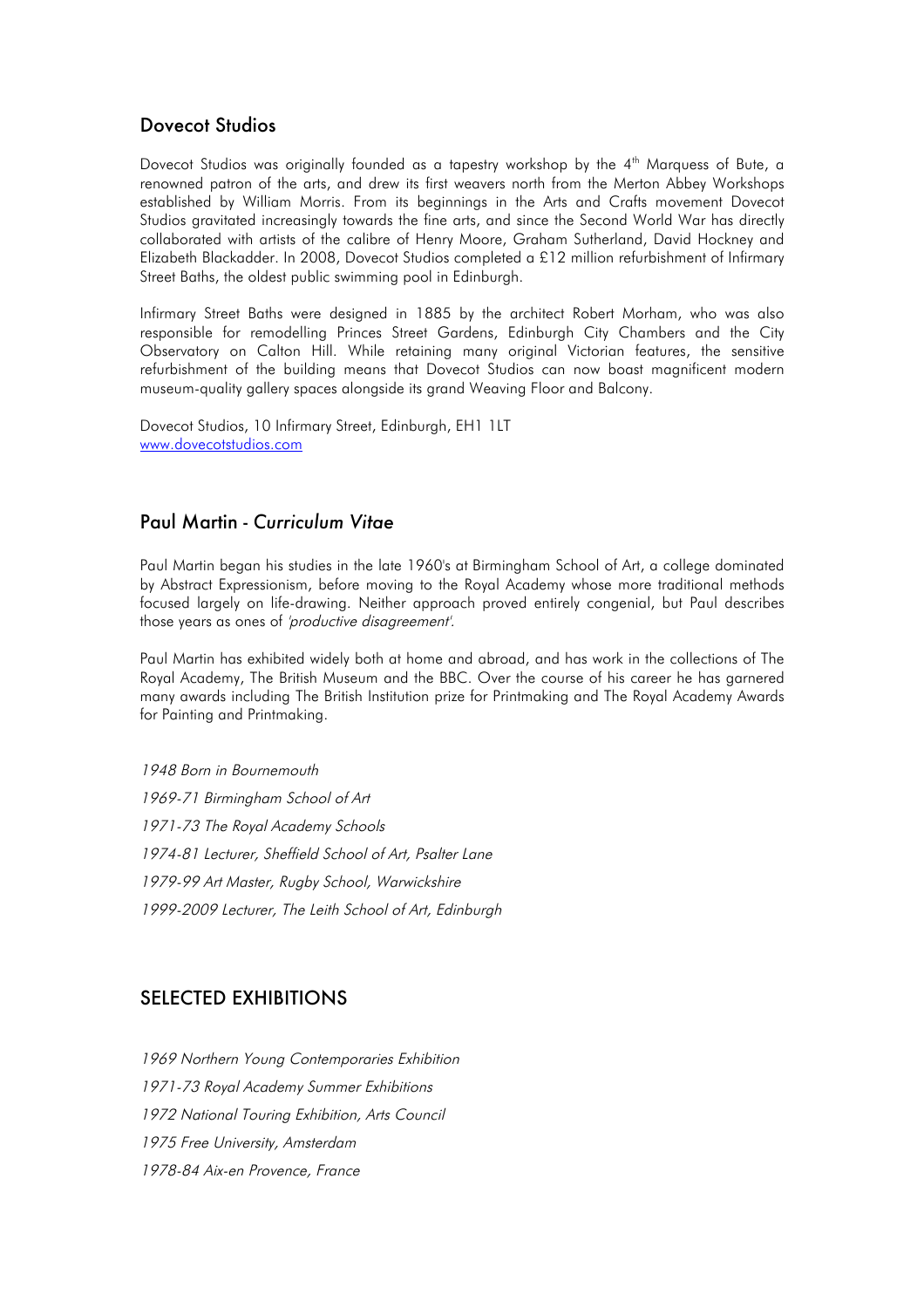## Dovecot Studios

Dovecot Studios was originally founded as a tapestry workshop by the 4th Marquess of Bute, a renowned patron of the arts, and drew its first weavers north from the Merton Abbey Workshops established by William Morris. From its beginnings in the Arts and Crafts movement Dovecot Studios gravitated increasingly towards the fine arts, and since the Second World War has directly collaborated with artists of the calibre of Henry Moore, Graham Sutherland, David Hockney and Elizabeth Blackadder. In 2008, Dovecot Studios completed a £12 million refurbishment of Infirmary Street Baths, the oldest public swimming pool in Edinburgh.

Infirmary Street Baths were designed in 1885 by the architect Robert Morham, who was also responsible for remodelling Princes Street Gardens, Edinburgh City Chambers and the City Observatory on Calton Hill. While retaining many original Victorian features, the sensitive refurbishment of the building means that Dovecot Studios can now boast magnificent modern museum-quality gallery spaces alongside its grand Weaving Floor and Balcony.

Dovecot Studios, 10 Infirmary Street, Edinburgh, EH1 1LT
[www.dovecotstudios.com](http://www.dovecotstudios.com)

## Paul Martin - *Curriculum Vitae*

Paul Martin began his studies in the late 1960's at Birmingham School of Art, a college dominated by Abstract Expressionism, before moving to the Royal Academy whose more traditional methods focused largely on life-drawing. Neither approach proved entirely congenial, but Paul describes those years as ones of *'productive disagreement'.*

Paul Martin has exhibited widely both at home and abroad, and has work in the collections of The Royal Academy, The British Museum and the BBC. Over the course of his career he has garnered many awards including The British Institution prize for Printmaking and The Royal Academy Awards for Painting and Printmaking.

*1948 Born in Bournemouth*

*1969-71 Birmingham School of Art*

*1971-73 The Royal Academy Schools*

*1974-81 Lecturer, Sheffield School of Art, Psalter Lane*

*1979-99 Art Master, Rugby School, Warwickshire*

*1999-2009 Lecturer, The Leith School of Art, Edinburgh*

## SELECTED EXHIBITIONS

*1969 Northern Young Contemporaries Exhibition*

*1971-73 Royal Academy Summer Exhibitions*

*1972 National Touring Exhibition, Arts Council*

*1975 Free University, Amsterdam*

*1978-84 Aix-en Provence, France*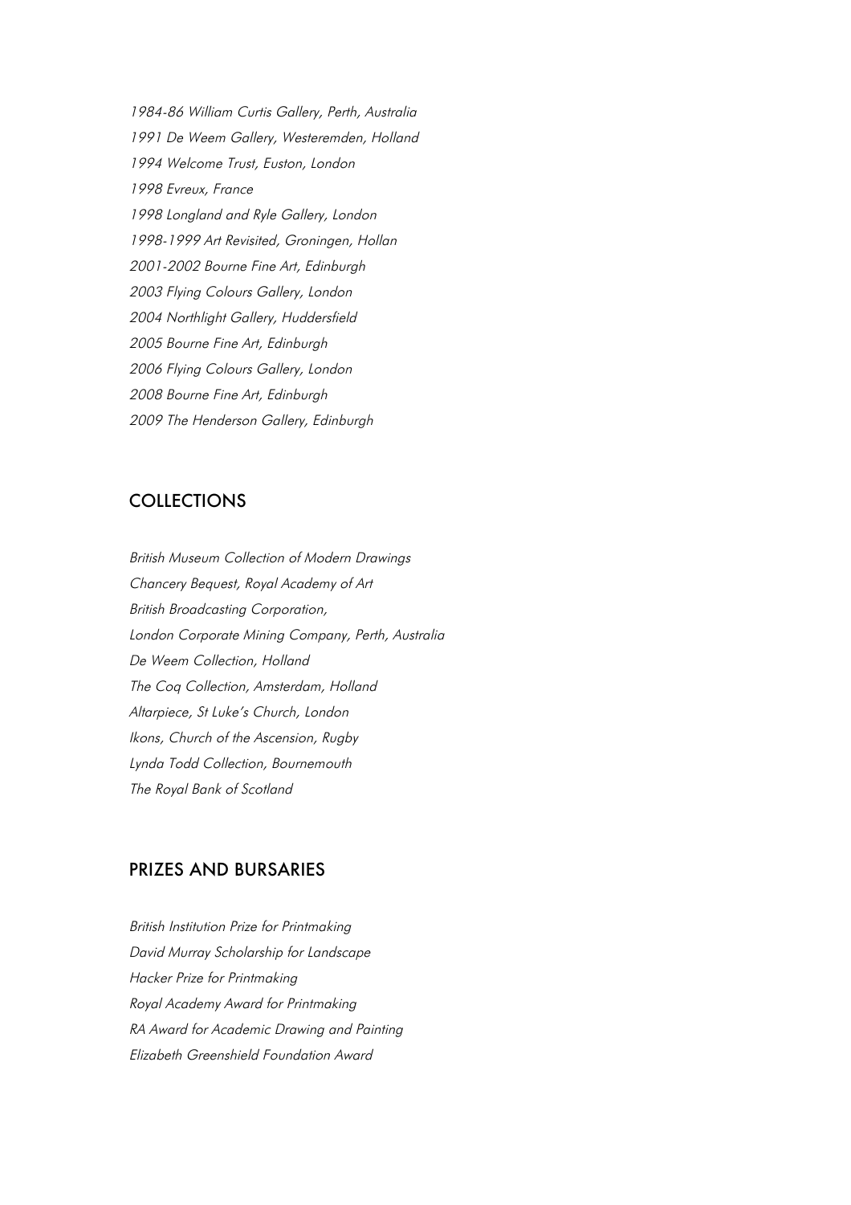*1984-86 William Curtis Gallery, Perth, Australia*
*1991 De Weem Gallery, Westeremden, Holland*
*1994 Welcome Trust, Euston, London*
*1998 Evreux, France*
*1998 Longland and Ryle Gallery, London*
*1998-1999 Art Revisited, Groningen, Hollan*
*2001-2002 Bourne Fine Art, Edinburgh*
*2003 Flying Colours Gallery, London*
*2004 Northlight Gallery, Huddersfield*
*2005 Bourne Fine Art, Edinburgh*
*2006 Flying Colours Gallery, London*
*2008 Bourne Fine Art, Edinburgh*
*2009 The Henderson Gallery, Edinburgh*

## COLLECTIONS

*British Museum Collection of Modern Drawings*
*Chancery Bequest, Royal Academy of Art*
*British Broadcasting Corporation,*
*London Corporate Mining Company, Perth, Australia*
*De Weem Collection, Holland*
*The Coq Collection, Amsterdam, Holland*
*Altarpiece, St Luke's Church, London*
*Ikons, Church of the Ascension, Rugby*
*Lynda Todd Collection, Bournemouth*
*The Royal Bank of Scotland*

## PRIZES AND BURSARIES

*British Institution Prize for Printmaking*
*David Murray Scholarship for Landscape*
*Hacker Prize for Printmaking*
*Royal Academy Award for Printmaking*
*RA Award for Academic Drawing and Painting*
*Elizabeth Greenshield Foundation Award*